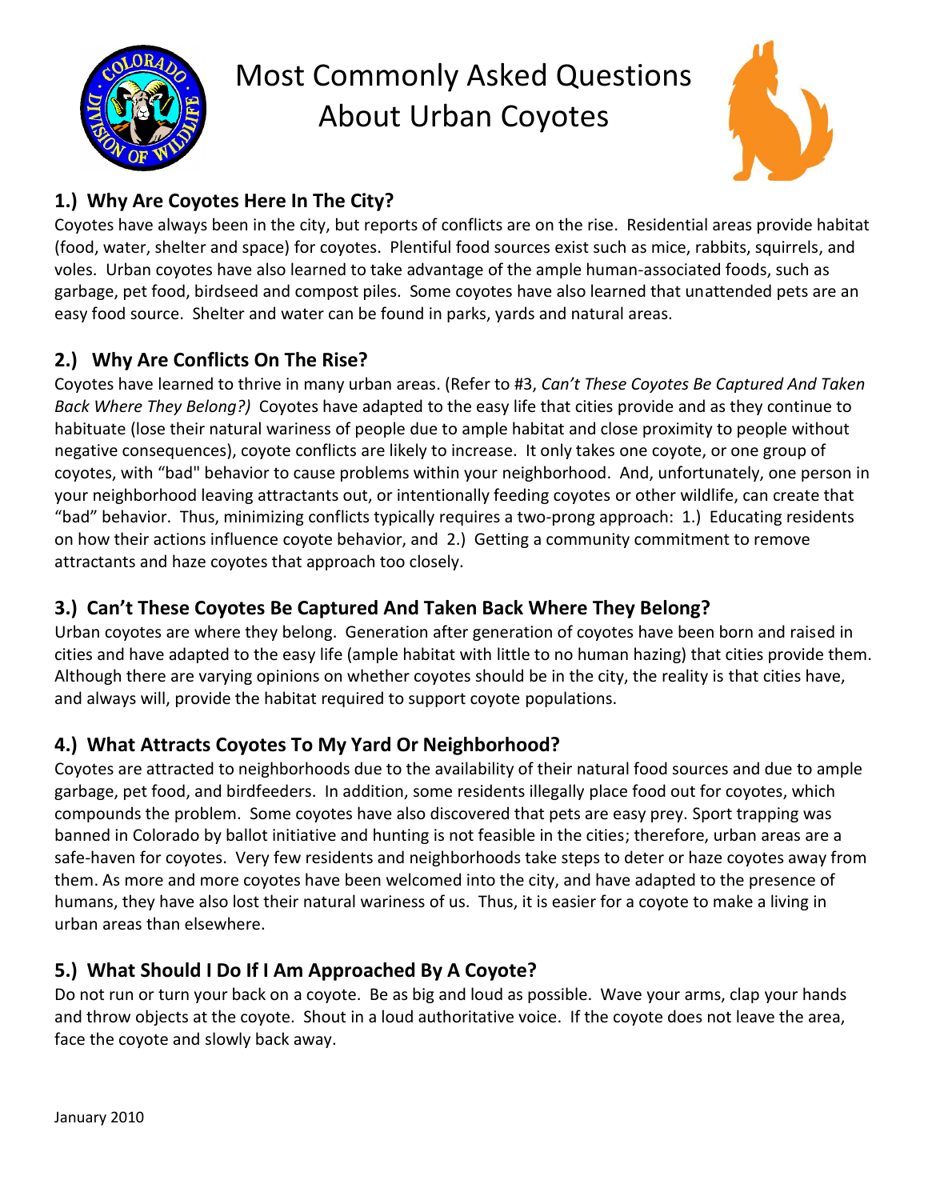# Most Commonly Asked Questions About Urban Coyotes

## 1.) Why Are Coyotes Here In The City?

Coyotes have always been in the city, but reports of conflicts are on the rise. Residential areas provide habitat (food, water, shelter and space) for coyotes. Plentiful food sources exist such as mice, rabbits, squirrels, and voles. Urban coyotes have also learned to take advantage of the ample human-associated foods, such as garbage, pet food, birdseed and compost piles. Some coyotes have also learned that unattended pets are an easy food source. Shelter and water can be found in parks, yards and natural areas.

## 2.) Why Are Conflicts On The Rise?

Coyotes have learned to thrive in many urban areas. (Refer to #3, *Can't These Coyotes Be Captured And Taken Back Where They Belong?)* Coyotes have adapted to the easy life that cities provide and as they continue to habituate (lose their natural wariness of people due to ample habitat and close proximity to people without negative consequences), coyote conflicts are likely to increase. It only takes one coyote, or one group of coyotes, with "bad" behavior to cause problems within your neighborhood. And, unfortunately, one person in your neighborhood leaving attractants out, or intentionally feeding coyotes or other wildlife, can create that "bad" behavior. Thus, minimizing conflicts typically requires a two-prong approach: 1.) Educating residents on how their actions influence coyote behavior, and 2.) Getting a community commitment to remove attractants and haze coyotes that approach too closely.

## 3.) Can't These Coyotes Be Captured And Taken Back Where They Belong?

Urban coyotes are where they belong. Generation after generation of coyotes have been born and raised in cities and have adapted to the easy life (ample habitat with little to no human hazing) that cities provide them. Although there are varying opinions on whether coyotes should be in the city, the reality is that cities have, and always will, provide the habitat required to support coyote populations.

## 4.) What Attracts Coyotes To My Yard Or Neighborhood?

Coyotes are attracted to neighborhoods due to the availability of their natural food sources and due to ample garbage, pet food, and birdfeeders. In addition, some residents illegally place food out for coyotes, which compounds the problem. Some coyotes have also discovered that pets are easy prey. Sport trapping was banned in Colorado by ballot initiative and hunting is not feasible in the cities; therefore, urban areas are a safe-haven for coyotes. Very few residents and neighborhoods take steps to deter or haze coyotes away from them. As more and more coyotes have been welcomed into the city, and have adapted to the presence of humans, they have also lost their natural wariness of us. Thus, it is easier for a coyote to make a living in urban areas than elsewhere.

## 5.) What Should I Do If I Am Approached By A Coyote?

Do not run or turn your back on a coyote. Be as big and loud as possible. Wave your arms, clap your hands and throw objects at the coyote. Shout in a loud authoritative voice. If the coyote does not leave the area, face the coyote and slowly back away.

January 2010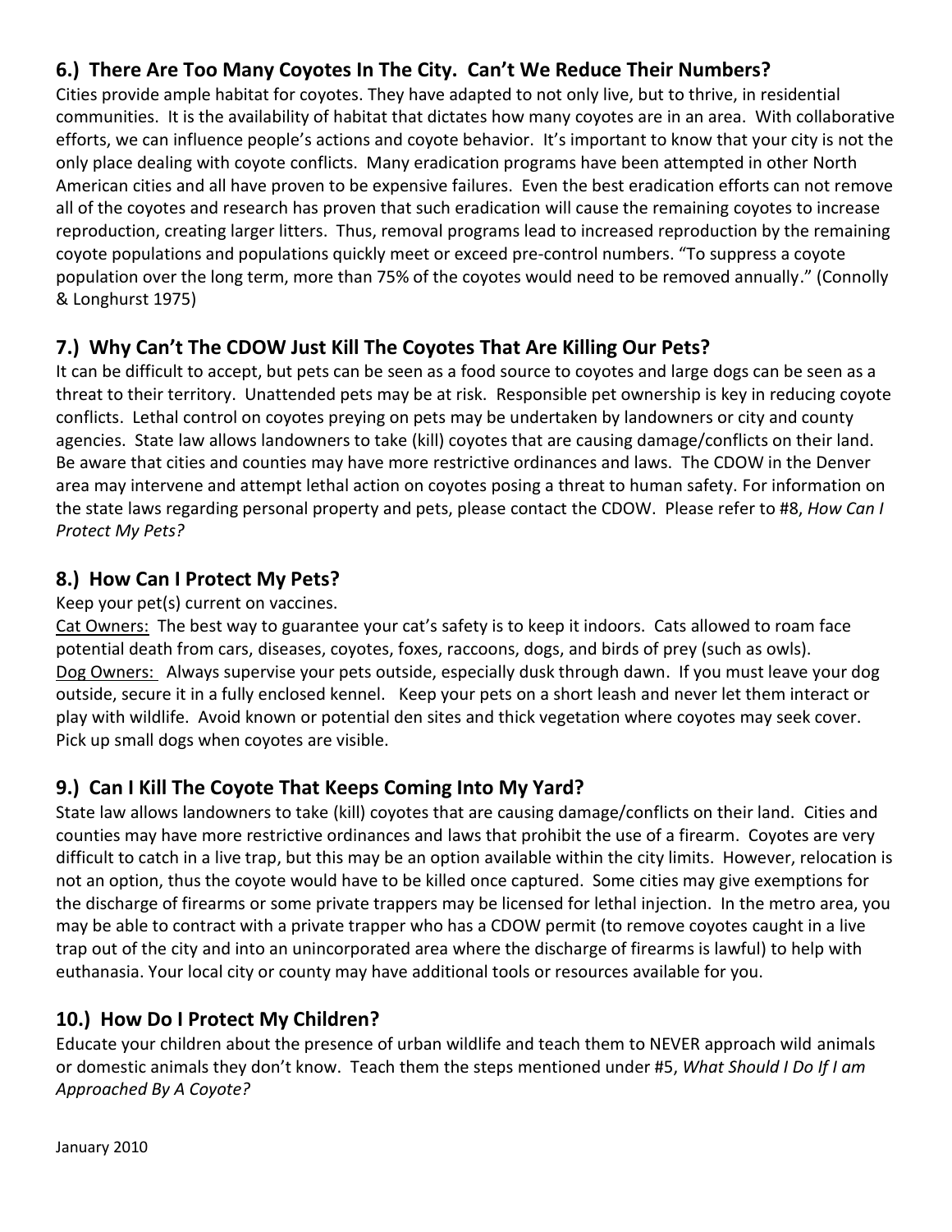## 6.) There Are Too Many Coyotes In The City. Can't We Reduce Their Numbers?

Cities provide ample habitat for coyotes. They have adapted to not only live, but to thrive, in residential communities. It is the availability of habitat that dictates how many coyotes are in an area. With collaborative efforts, we can influence people's actions and coyote behavior. It's important to know that your city is not the only place dealing with coyote conflicts. Many eradication programs have been attempted in other North American cities and all have proven to be expensive failures. Even the best eradication efforts can not remove all of the coyotes and research has proven that such eradication will cause the remaining coyotes to increase reproduction, creating larger litters. Thus, removal programs lead to increased reproduction by the remaining coyote populations and populations quickly meet or exceed pre-control numbers. "To suppress a coyote population over the long term, more than 75% of the coyotes would need to be removed annually." (Connolly & Longhurst 1975)

## 7.) Why Can't The CDOW Just Kill The Coyotes That Are Killing Our Pets?

It can be difficult to accept, but pets can be seen as a food source to coyotes and large dogs can be seen as a threat to their territory. Unattended pets may be at risk. Responsible pet ownership is key in reducing coyote conflicts. Lethal control on coyotes preying on pets may be undertaken by landowners or city and county agencies. State law allows landowners to take (kill) coyotes that are causing damage/conflicts on their land. Be aware that cities and counties may have more restrictive ordinances and laws. The CDOW in the Denver area may intervene and attempt lethal action on coyotes posing a threat to human safety. For information on the state laws regarding personal property and pets, please contact the CDOW. Please refer to #8, *How Can I Protect My Pets?*

## 8.) How Can I Protect My Pets?

Keep your pet(s) current on vaccines.

Cat Owners: The best way to guarantee your cat's safety is to keep it indoors. Cats allowed to roam face potential death from cars, diseases, coyotes, foxes, raccoons, dogs, and birds of prey (such as owls).

Dog Owners: Always supervise your pets outside, especially dusk through dawn. If you must leave your dog outside, secure it in a fully enclosed kennel. Keep your pets on a short leash and never let them interact or play with wildlife. Avoid known or potential den sites and thick vegetation where coyotes may seek cover. Pick up small dogs when coyotes are visible.

## 9.) Can I Kill The Coyote That Keeps Coming Into My Yard?

State law allows landowners to take (kill) coyotes that are causing damage/conflicts on their land. Cities and counties may have more restrictive ordinances and laws that prohibit the use of a firearm. Coyotes are very difficult to catch in a live trap, but this may be an option available within the city limits. However, relocation is not an option, thus the coyote would have to be killed once captured. Some cities may give exemptions for the discharge of firearms or some private trappers may be licensed for lethal injection. In the metro area, you may be able to contract with a private trapper who has a CDOW permit (to remove coyotes caught in a live trap out of the city and into an unincorporated area where the discharge of firearms is lawful) to help with euthanasia. Your local city or county may have additional tools or resources available for you.

## 10.) How Do I Protect My Children?

Educate your children about the presence of urban wildlife and teach them to NEVER approach wild animals or domestic animals they don't know. Teach them the steps mentioned under #5, *What Should I Do If I am Approached By A Coyote?*

January 2010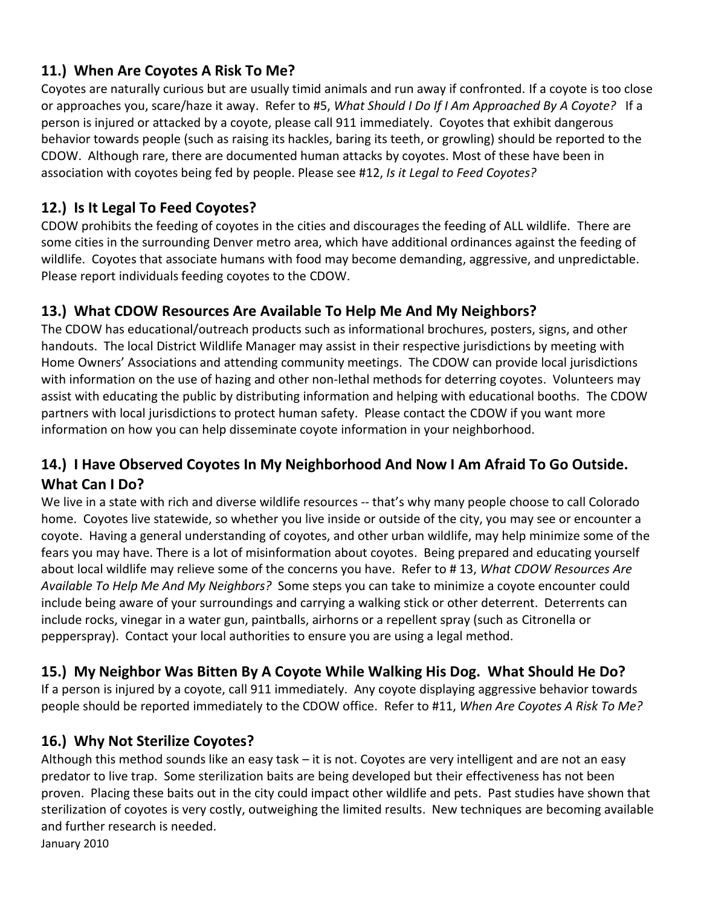## 11.) When Are Coyotes A Risk To Me?

Coyotes are naturally curious but are usually timid animals and run away if confronted. If a coyote is too close or approaches you, scare/haze it away. Refer to #5, *What Should I Do If I Am Approached By A Coyote?* If a person is injured or attacked by a coyote, please call 911 immediately. Coyotes that exhibit dangerous behavior towards people (such as raising its hackles, baring its teeth, or growling) should be reported to the CDOW. Although rare, there are documented human attacks by coyotes. Most of these have been in association with coyotes being fed by people. Please see #12, *Is it Legal to Feed Coyotes?*

## 12.) Is It Legal To Feed Coyotes?

CDOW prohibits the feeding of coyotes in the cities and discourages the feeding of ALL wildlife. There are some cities in the surrounding Denver metro area, which have additional ordinances against the feeding of wildlife. Coyotes that associate humans with food may become demanding, aggressive, and unpredictable. Please report individuals feeding coyotes to the CDOW.

## 13.) What CDOW Resources Are Available To Help Me And My Neighbors?

The CDOW has educational/outreach products such as informational brochures, posters, signs, and other handouts. The local District Wildlife Manager may assist in their respective jurisdictions by meeting with Home Owners' Associations and attending community meetings. The CDOW can provide local jurisdictions with information on the use of hazing and other non-lethal methods for deterring coyotes. Volunteers may assist with educating the public by distributing information and helping with educational booths. The CDOW partners with local jurisdictions to protect human safety. Please contact the CDOW if you want more information on how you can help disseminate coyote information in your neighborhood.

## 14.) I Have Observed Coyotes In My Neighborhood And Now I Am Afraid To Go Outside. What Can I Do?

We live in a state with rich and diverse wildlife resources -- that's why many people choose to call Colorado home. Coyotes live statewide, so whether you live inside or outside of the city, you may see or encounter a coyote. Having a general understanding of coyotes, and other urban wildlife, may help minimize some of the fears you may have. There is a lot of misinformation about coyotes. Being prepared and educating yourself about local wildlife may relieve some of the concerns you have. Refer to # 13, *What CDOW Resources Are Available To Help Me And My Neighbors?* Some steps you can take to minimize a coyote encounter could include being aware of your surroundings and carrying a walking stick or other deterrent. Deterrents can include rocks, vinegar in a water gun, paintballs, airhorns or a repellent spray (such as Citronella or pepperspray). Contact your local authorities to ensure you are using a legal method.

## 15.) My Neighbor Was Bitten By A Coyote While Walking His Dog. What Should He Do?

If a person is injured by a coyote, call 911 immediately. Any coyote displaying aggressive behavior towards people should be reported immediately to the CDOW office. Refer to #11, *When Are Coyotes A Risk To Me?*

## 16.) Why Not Sterilize Coyotes?

Although this method sounds like an easy task – it is not. Coyotes are very intelligent and are not an easy predator to live trap. Some sterilization baits are being developed but their effectiveness has not been proven. Placing these baits out in the city could impact other wildlife and pets. Past studies have shown that sterilization of coyotes is very costly, outweighing the limited results. New techniques are becoming available and further research is needed.

January 2010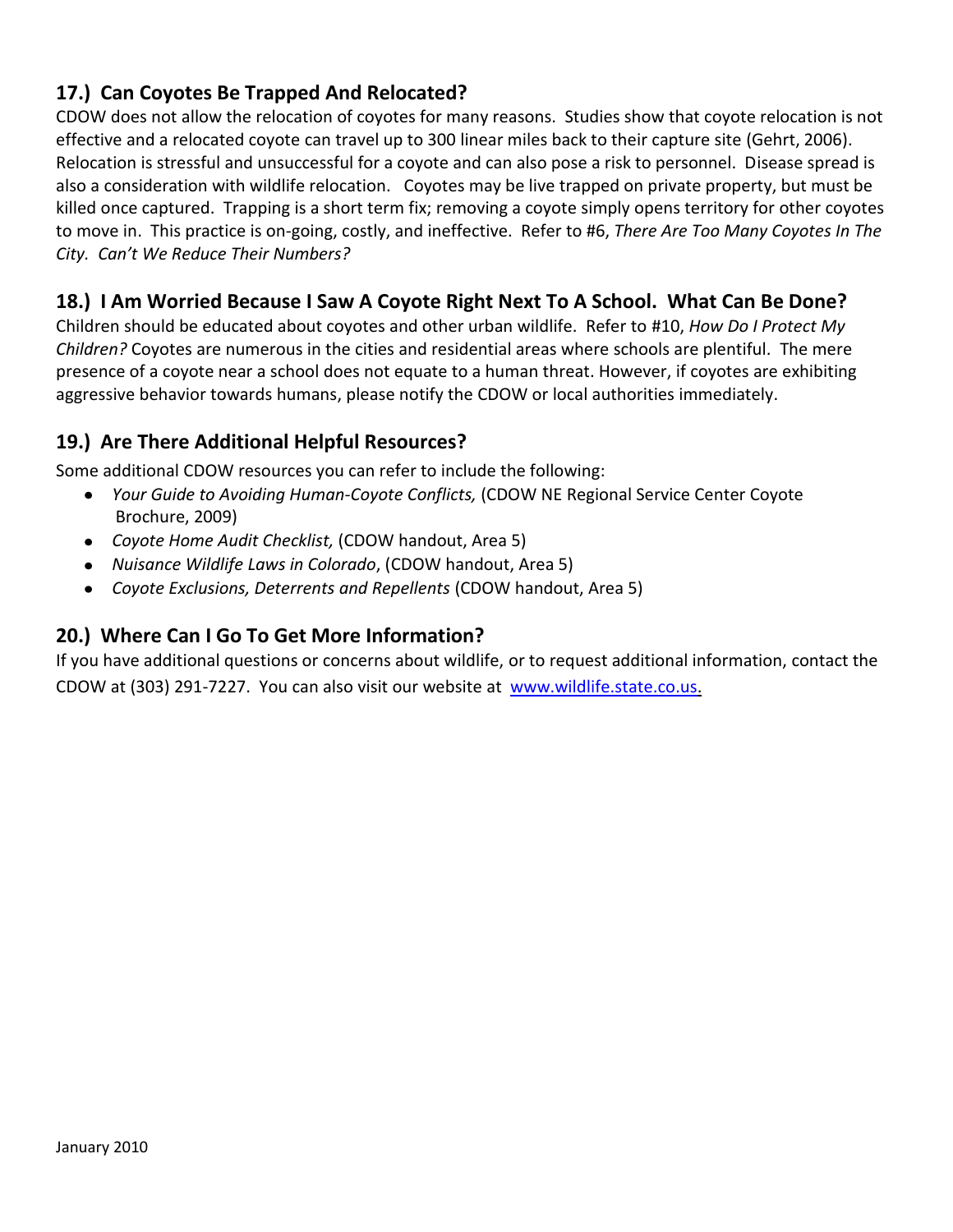## 17.) Can Coyotes Be Trapped And Relocated?

CDOW does not allow the relocation of coyotes for many reasons. Studies show that coyote relocation is not effective and a relocated coyote can travel up to 300 linear miles back to their capture site (Gehrt, 2006). Relocation is stressful and unsuccessful for a coyote and can also pose a risk to personnel. Disease spread is also a consideration with wildlife relocation. Coyotes may be live trapped on private property, but must be killed once captured. Trapping is a short term fix; removing a coyote simply opens territory for other coyotes to move in. This practice is on-going, costly, and ineffective. Refer to #6, *There Are Too Many Coyotes In The City. Can't We Reduce Their Numbers?*

## 18.) I Am Worried Because I Saw A Coyote Right Next To A School. What Can Be Done?

Children should be educated about coyotes and other urban wildlife. Refer to #10, *How Do I Protect My Children?* Coyotes are numerous in the cities and residential areas where schools are plentiful. The mere presence of a coyote near a school does not equate to a human threat. However, if coyotes are exhibiting aggressive behavior towards humans, please notify the CDOW or local authorities immediately.

## 19.) Are There Additional Helpful Resources?

Some additional CDOW resources you can refer to include the following:

- *Your Guide to Avoiding Human-Coyote Conflicts,* (CDOW NE Regional Service Center Coyote Brochure, 2009)
- *Coyote Home Audit Checklist,* (CDOW handout, Area 5)
- *Nuisance Wildlife Laws in Colorado*, (CDOW handout, Area 5)
- *Coyote Exclusions, Deterrents and Repellents* (CDOW handout, Area 5)

## 20.) Where Can I Go To Get More Information?

If you have additional questions or concerns about wildlife, or to request additional information, contact the CDOW at (303) 291-7227. You can also visit our website at www.wildlife.state.co.us.

January 2010